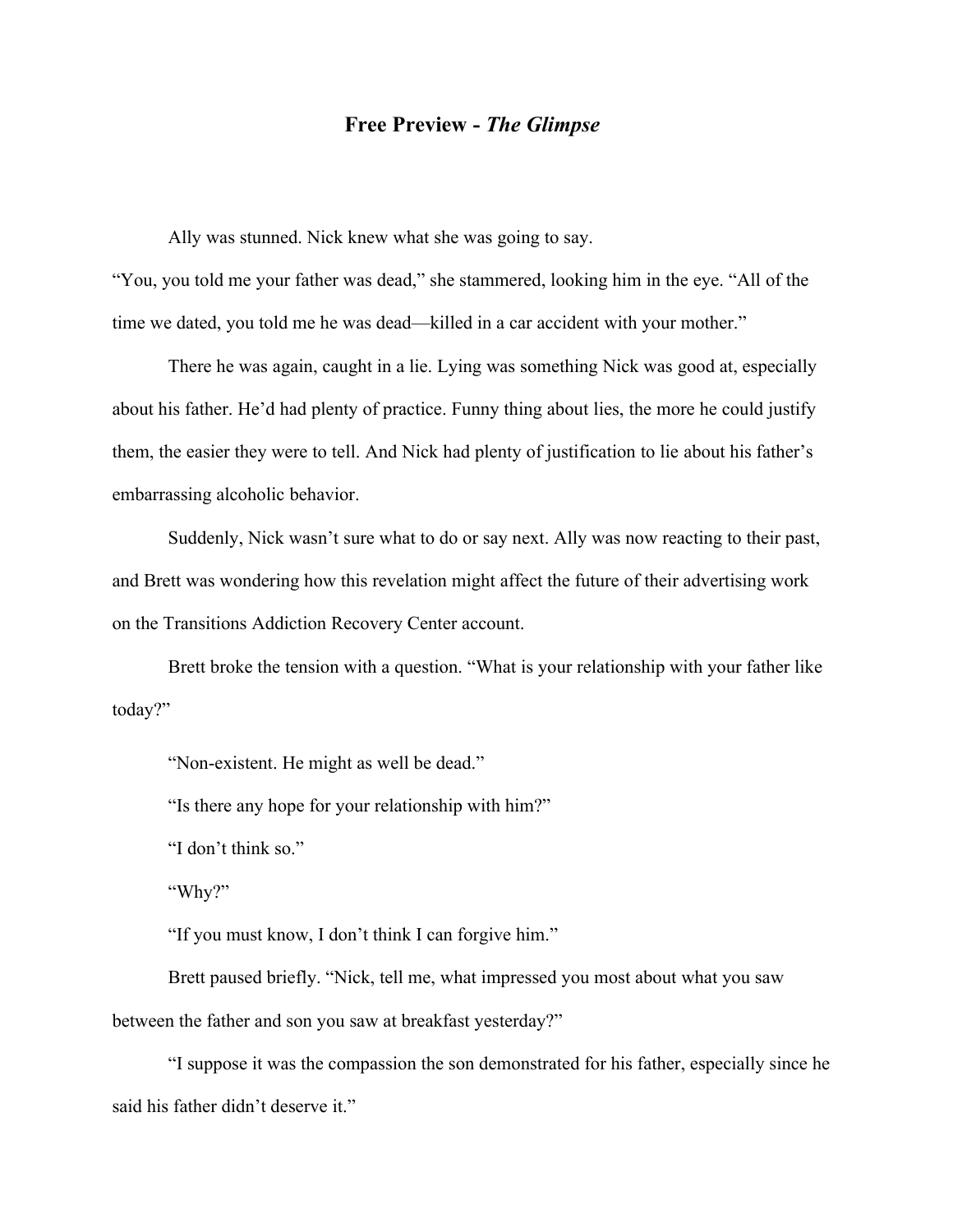# Free Preview - *The Glimpse*

Ally was stunned. Nick knew what she was going to say.

"You, you told me your father was dead," she stammered, looking him in the eye. "All of the time we dated, you told me he was dead—killed in a car accident with your mother."

There he was again, caught in a lie. Lying was something Nick was good at, especially about his father. He'd had plenty of practice. Funny thing about lies, the more he could justify them, the easier they were to tell. And Nick had plenty of justification to lie about his father's embarrassing alcoholic behavior.

Suddenly, Nick wasn't sure what to do or say next. Ally was now reacting to their past, and Brett was wondering how this revelation might affect the future of their advertising work on the Transitions Addiction Recovery Center account.

Brett broke the tension with a question. "What is your relationship with your father like today?"

"Non-existent. He might as well be dead."

"Is there any hope for your relationship with him?"

"I don't think so."

"Why?"

"If you must know, I don't think I can forgive him."

Brett paused briefly. "Nick, tell me, what impressed you most about what you saw between the father and son you saw at breakfast yesterday?"

"I suppose it was the compassion the son demonstrated for his father, especially since he said his father didn't deserve it."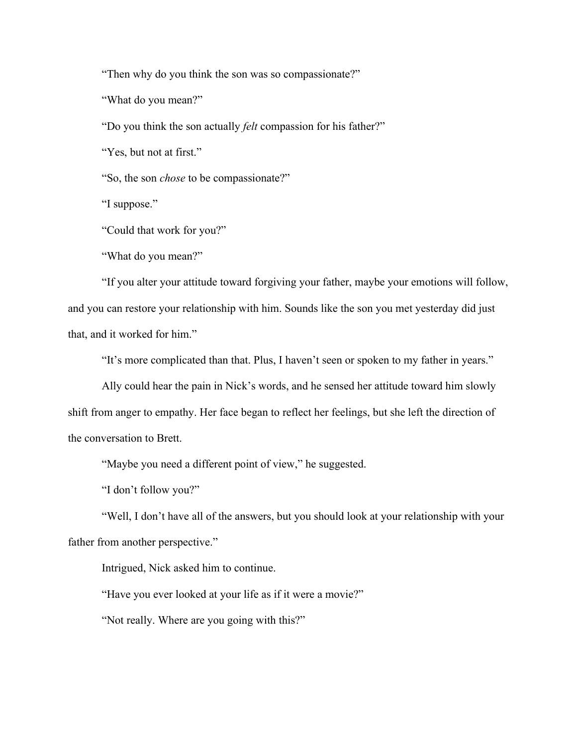"Then why do you think the son was so compassionate?"

"What do you mean?"

"Do you think the son actually *felt* compassion for his father?"

"Yes, but not at first."

"So, the son *chose* to be compassionate?"

"I suppose."

"Could that work for you?"

"What do you mean?"

"If you alter your attitude toward forgiving your father, maybe your emotions will follow, and you can restore your relationship with him. Sounds like the son you met yesterday did just that, and it worked for him."

"It's more complicated than that. Plus, I haven't seen or spoken to my father in years."

Ally could hear the pain in Nick's words, and he sensed her attitude toward him slowly shift from anger to empathy. Her face began to reflect her feelings, but she left the direction of the conversation to Brett.

"Maybe you need a different point of view," he suggested.

"I don't follow you?"

"Well, I don't have all of the answers, but you should look at your relationship with your father from another perspective."

Intrigued, Nick asked him to continue.

"Have you ever looked at your life as if it were a movie?"

"Not really. Where are you going with this?"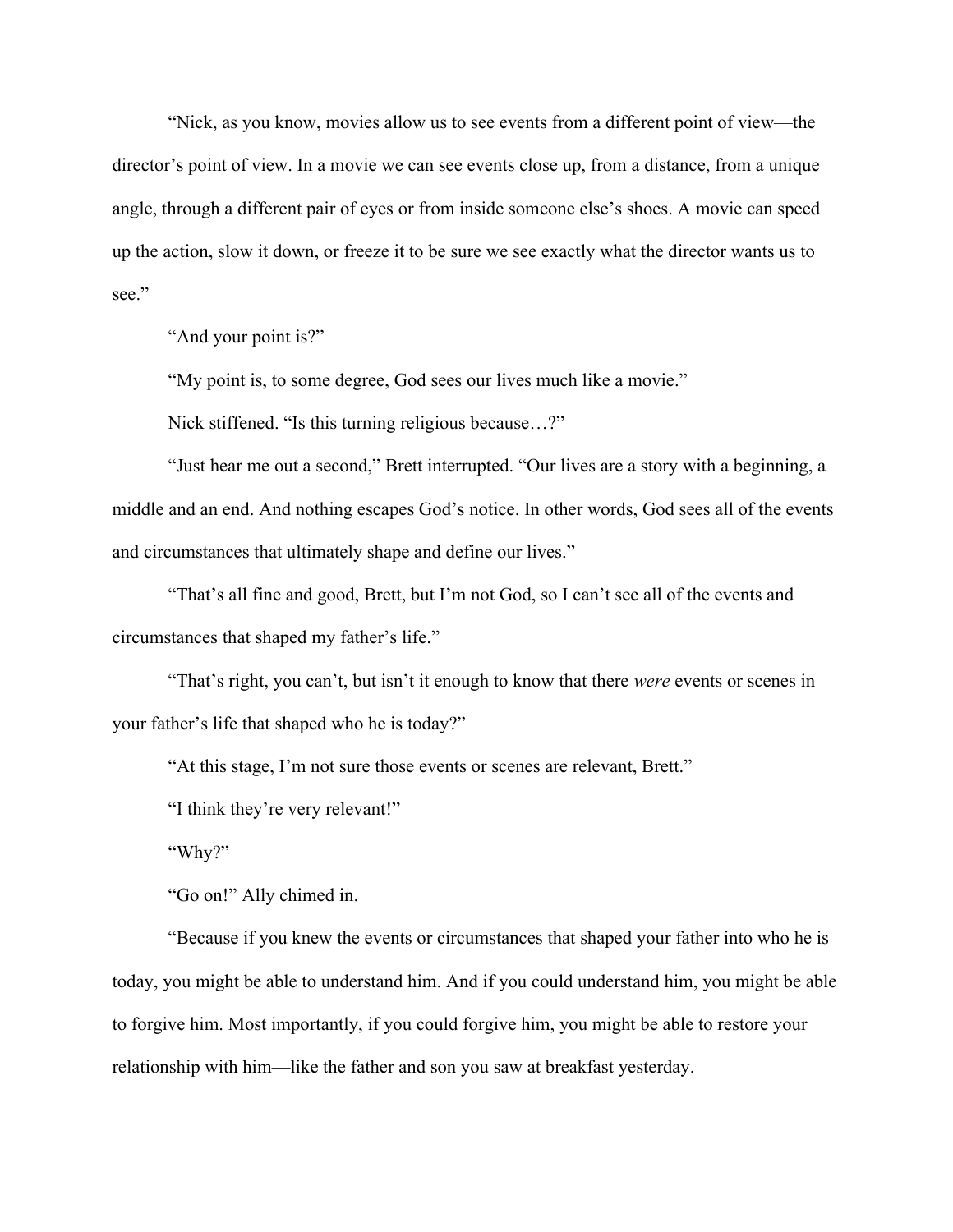"Nick, as you know, movies allow us to see events from a different point of view—the director's point of view. In a movie we can see events close up, from a distance, from a unique angle, through a different pair of eyes or from inside someone else's shoes. A movie can speed up the action, slow it down, or freeze it to be sure we see exactly what the director wants us to see."

"And your point is?"

"My point is, to some degree, God sees our lives much like a movie."

Nick stiffened. "Is this turning religious because…?"

"Just hear me out a second," Brett interrupted. "Our lives are a story with a beginning, a middle and an end. And nothing escapes God's notice. In other words, God sees all of the events and circumstances that ultimately shape and define our lives."

"That's all fine and good, Brett, but I'm not God, so I can't see all of the events and circumstances that shaped my father's life."

"That's right, you can't, but isn't it enough to know that there *were* events or scenes in your father's life that shaped who he is today?"

"At this stage, I'm not sure those events or scenes are relevant, Brett."

"I think they're very relevant!"

"Why?"

"Go on!" Ally chimed in.

"Because if you knew the events or circumstances that shaped your father into who he is today, you might be able to understand him. And if you could understand him, you might be able to forgive him. Most importantly, if you could forgive him, you might be able to restore your relationship with him—like the father and son you saw at breakfast yesterday.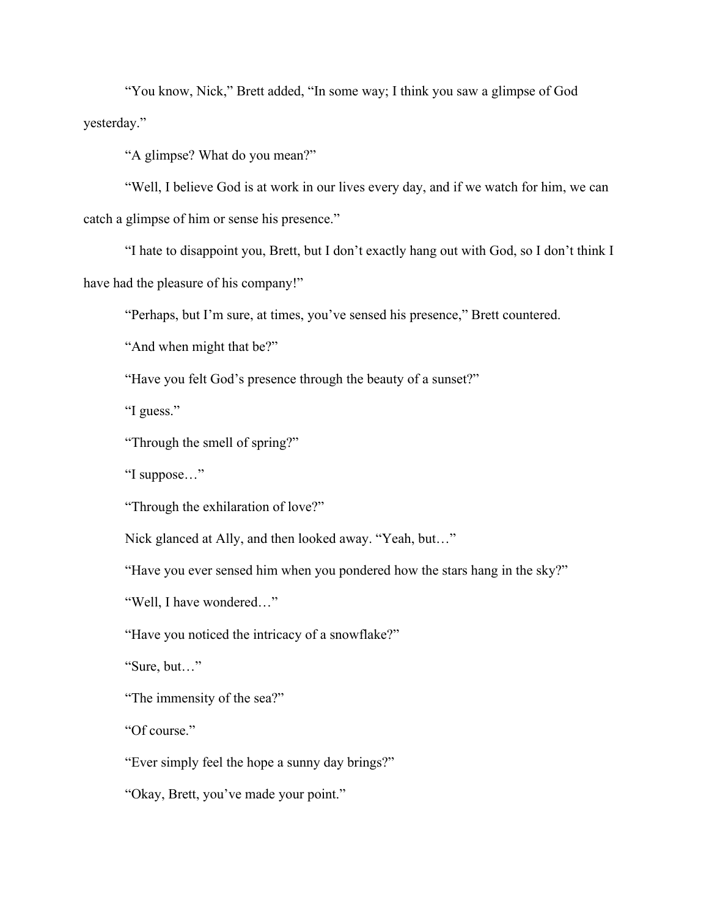"You know, Nick," Brett added, "In some way; I think you saw a glimpse of God yesterday."

"A glimpse? What do you mean?"

"Well, I believe God is at work in our lives every day, and if we watch for him, we can catch a glimpse of him or sense his presence."

"I hate to disappoint you, Brett, but I don't exactly hang out with God, so I don't think I have had the pleasure of his company!"

"Perhaps, but I'm sure, at times, you've sensed his presence," Brett countered.

"And when might that be?"

"Have you felt God's presence through the beauty of a sunset?"

"I guess."

"Through the smell of spring?"

"I suppose…"

"Through the exhilaration of love?"

Nick glanced at Ally, and then looked away. "Yeah, but…"

"Have you ever sensed him when you pondered how the stars hang in the sky?"

"Well, I have wondered…"

"Have you noticed the intricacy of a snowflake?"

"Sure, but…"

"The immensity of the sea?"

"Of course."

"Ever simply feel the hope a sunny day brings?"

"Okay, Brett, you've made your point."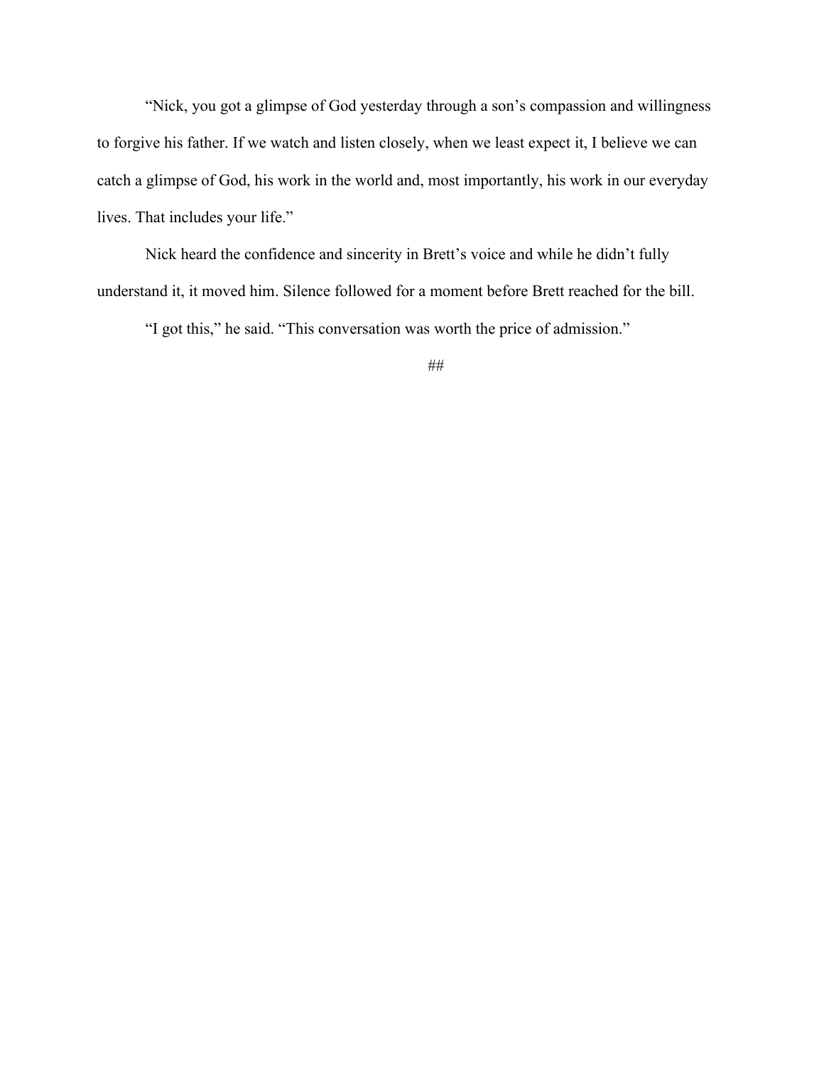"Nick, you got a glimpse of God yesterday through a son's compassion and willingness to forgive his father. If we watch and listen closely, when we least expect it, I believe we can catch a glimpse of God, his work in the world and, most importantly, his work in our everyday lives. That includes your life."

Nick heard the confidence and sincerity in Brett's voice and while he didn't fully understand it, it moved him. Silence followed for a moment before Brett reached for the bill.

"I got this," he said. "This conversation was worth the price of admission."

##